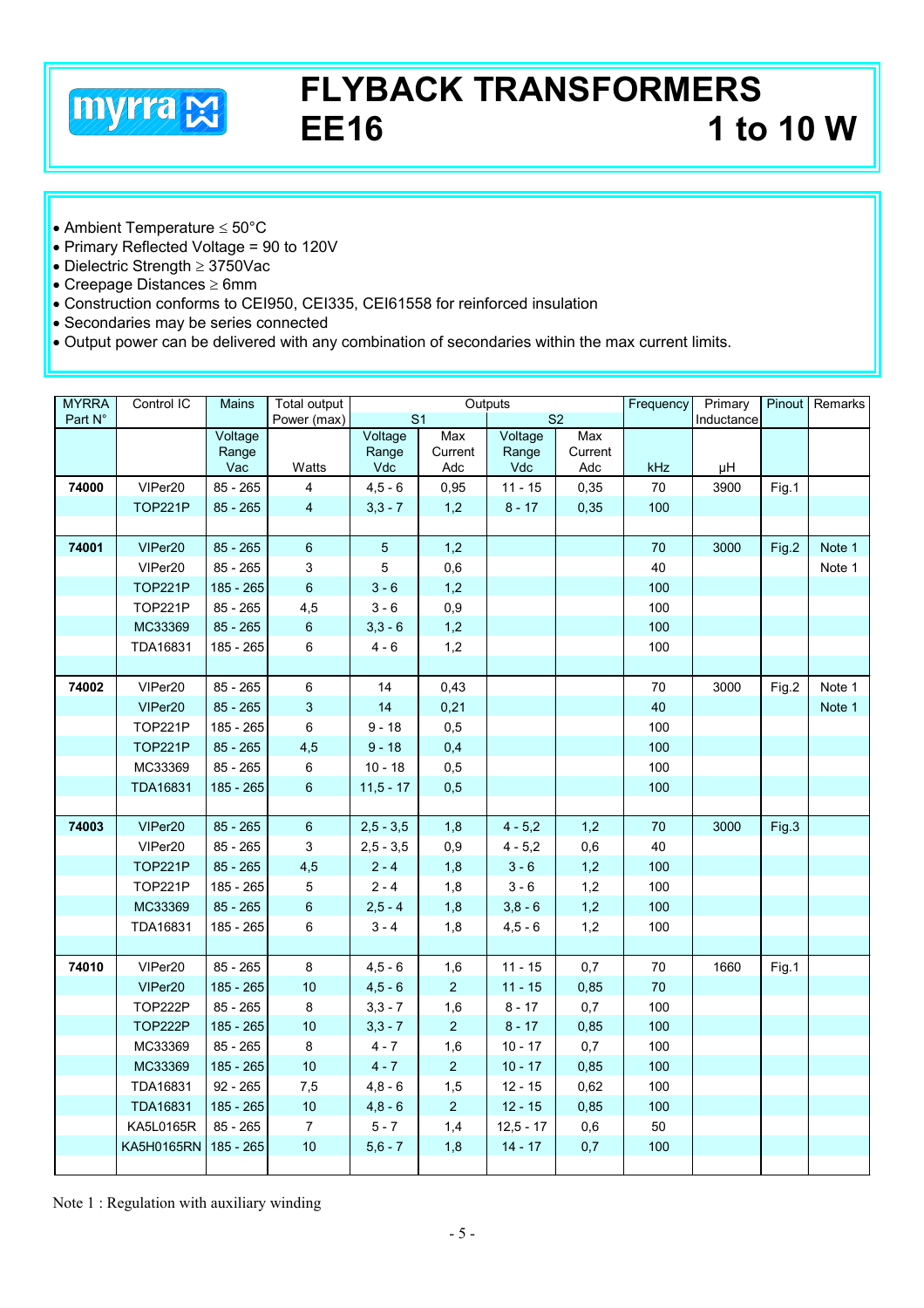# FLYBACK TRANSFORMERS EE16 — 1 to 10 W

- Ambient Temperature ≤ 50°C
- Primary Reflected Voltage = 90 to 120V
- Dielectric Strength ≥ 3750Vac
- Creepage Distances ≥ 6mm
- Construction conforms to CEI950, CEI335, CEI61558 for reinforced insulation
- Secondaries may be series connected
- Output power can be delivered with any combination of secondaries within the max current limits.

| MYRRA Part N° | Control IC | Mains | Total output Power (max) | Outputs | | | | Frequency | Primary Inductance | Pinout | Remarks |
|---|---|---|---|---|---|---|---|---|---|---|---|
| | | | | S1 | | S2 | | | | | |
| | | Voltage Range Vac | Watts | Voltage Range Vdc | Max Current Adc | Voltage Range Vdc | Max Current Adc | kHz | µH | | |
| **74000** | VIPer20 | 85 - 265 | 4 | 4,5 - 6 | 0,95 | 11 - 15 | 0,35 | 70 | 3900 | Fig.1 | |
| | TOP221P | 85 - 265 | 4 | 3,3 - 7 | 1,2 | 8 - 17 | 0,35 | 100 | | | |
| | | | | | | | | | | | |
| **74001** | VIPer20 | 85 - 265 | 6 | 5 | 1,2 | | | 70 | 3000 | Fig.2 | Note 1 |
| | VIPer20 | 85 - 265 | 3 | 5 | 0,6 | | | 40 | | | Note 1 |
| | TOP221P | 185 - 265 | 6 | 3 - 6 | 1,2 | | | 100 | | | |
| | TOP221P | 85 - 265 | 4,5 | 3 - 6 | 0,9 | | | 100 | | | |
| | MC33369 | 85 - 265 | 6 | 3,3 - 6 | 1,2 | | | 100 | | | |
| | TDA16831 | 185 - 265 | 6 | 4 - 6 | 1,2 | | | 100 | | | |
| | | | | | | | | | | | |
| **74002** | VIPer20 | 85 - 265 | 6 | 14 | 0,43 | | | 70 | 3000 | Fig.2 | Note 1 |
| | VIPer20 | 85 - 265 | 3 | 14 | 0,21 | | | 40 | | | Note 1 |
| | TOP221P | 185 - 265 | 6 | 9 - 18 | 0,5 | | | 100 | | | |
| | TOP221P | 85 - 265 | 4,5 | 9 - 18 | 0,4 | | | 100 | | | |
| | MC33369 | 85 - 265 | 6 | 10 - 18 | 0,5 | | | 100 | | | |
| | TDA16831 | 185 - 265 | 6 | 11,5 - 17 | 0,5 | | | 100 | | | |
| | | | | | | | | | | | |
| **74003** | VIPer20 | 85 - 265 | 6 | 2,5 - 3,5 | 1,8 | 4 - 5,2 | 1,2 | 70 | 3000 | Fig.3 | |
| | VIPer20 | 85 - 265 | 3 | 2,5 - 3,5 | 0,9 | 4 - 5,2 | 0,6 | 40 | | | |
| | TOP221P | 85 - 265 | 4,5 | 2 - 4 | 1,8 | 3 - 6 | 1,2 | 100 | | | |
| | TOP221P | 185 - 265 | 5 | 2 - 4 | 1,8 | 3 - 6 | 1,2 | 100 | | | |
| | MC33369 | 85 - 265 | 6 | 2,5 - 4 | 1,8 | 3,8 - 6 | 1,2 | 100 | | | |
| | TDA16831 | 185 - 265 | 6 | 3 - 4 | 1,8 | 4,5 - 6 | 1,2 | 100 | | | |
| | | | | | | | | | | | |
| **74010** | VIPer20 | 85 - 265 | 8 | 4,5 - 6 | 1,6 | 11 - 15 | 0,7 | 70 | 1660 | Fig.1 | |
| | VIPer20 | 185 - 265 | 10 | 4,5 - 6 | 2 | 11 - 15 | 0,85 | 70 | | | |
| | TOP222P | 85 - 265 | 8 | 3,3 - 7 | 1,6 | 8 - 17 | 0,7 | 100 | | | |
| | TOP222P | 185 - 265 | 10 | 3,3 - 7 | 2 | 8 - 17 | 0,85 | 100 | | | |
| | MC33369 | 85 - 265 | 8 | 4 - 7 | 1,6 | 10 - 17 | 0,7 | 100 | | | |
| | MC33369 | 185 - 265 | 10 | 4 - 7 | 2 | 10 - 17 | 0,85 | 100 | | | |
| | TDA16831 | 92 - 265 | 7,5 | 4,8 - 6 | 1,5 | 12 - 15 | 0,62 | 100 | | | |
| | TDA16831 | 185 - 265 | 10 | 4,8 - 6 | 2 | 12 - 15 | 0,85 | 100 | | | |
| | KA5L0165R | 85 - 265 | 7 | 5 - 7 | 1,4 | 12,5 - 17 | 0,6 | 50 | | | |
| | KA5H0165RN | 185 - 265 | 10 | 5,6 - 7 | 1,8 | 14 - 17 | 0,7 | 100 | | | |

Note 1 : Regulation with auxiliary winding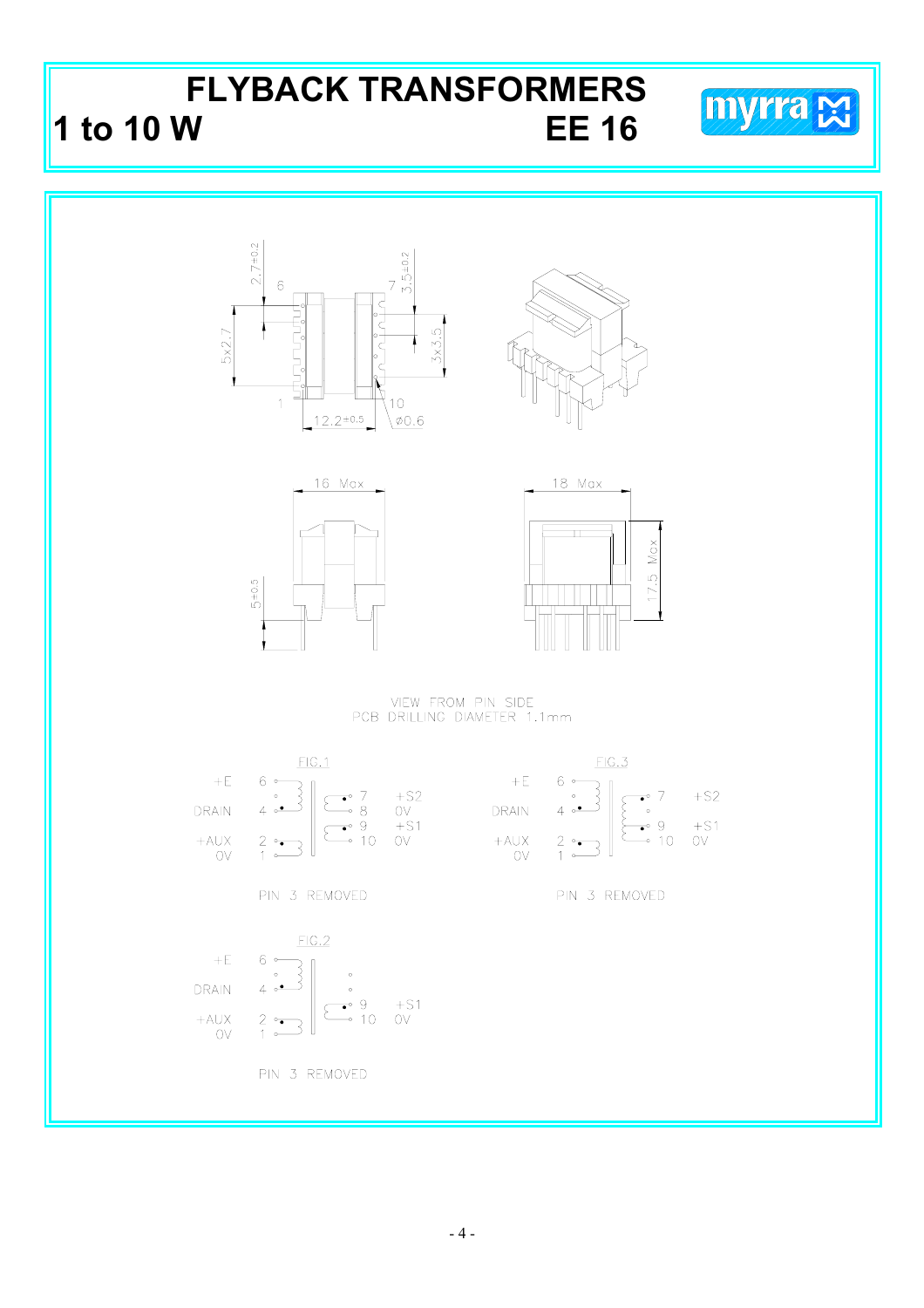# FLYBACK TRANSFORMERS

## 1 to 10 W EE 16

2.7±0.2

3.5±0.2

6

7

5x2.7

3x3.5

1

10

12.2±0.5

ø0.6

16 Max

18 Max

5±0.5

17.5 Max

VIEW FROM PIN SIDE
PCB DRILLING DIAMETER 1.1mm

FIG.1

+E 6

DRAIN 4

+AUX 2

0V 1

7 +S2

8 0V

9 +S1

10 0V

PIN 3 REMOVED

FIG.3

+E 6

DRAIN 4

+AUX 2

0V 1

7 +S2

9 +S1

10 0V

PIN 3 REMOVED

FIG.2

+E 6

DRAIN 4

+AUX 2

0V 1

9 +S1

10 0V

PIN 3 REMOVED